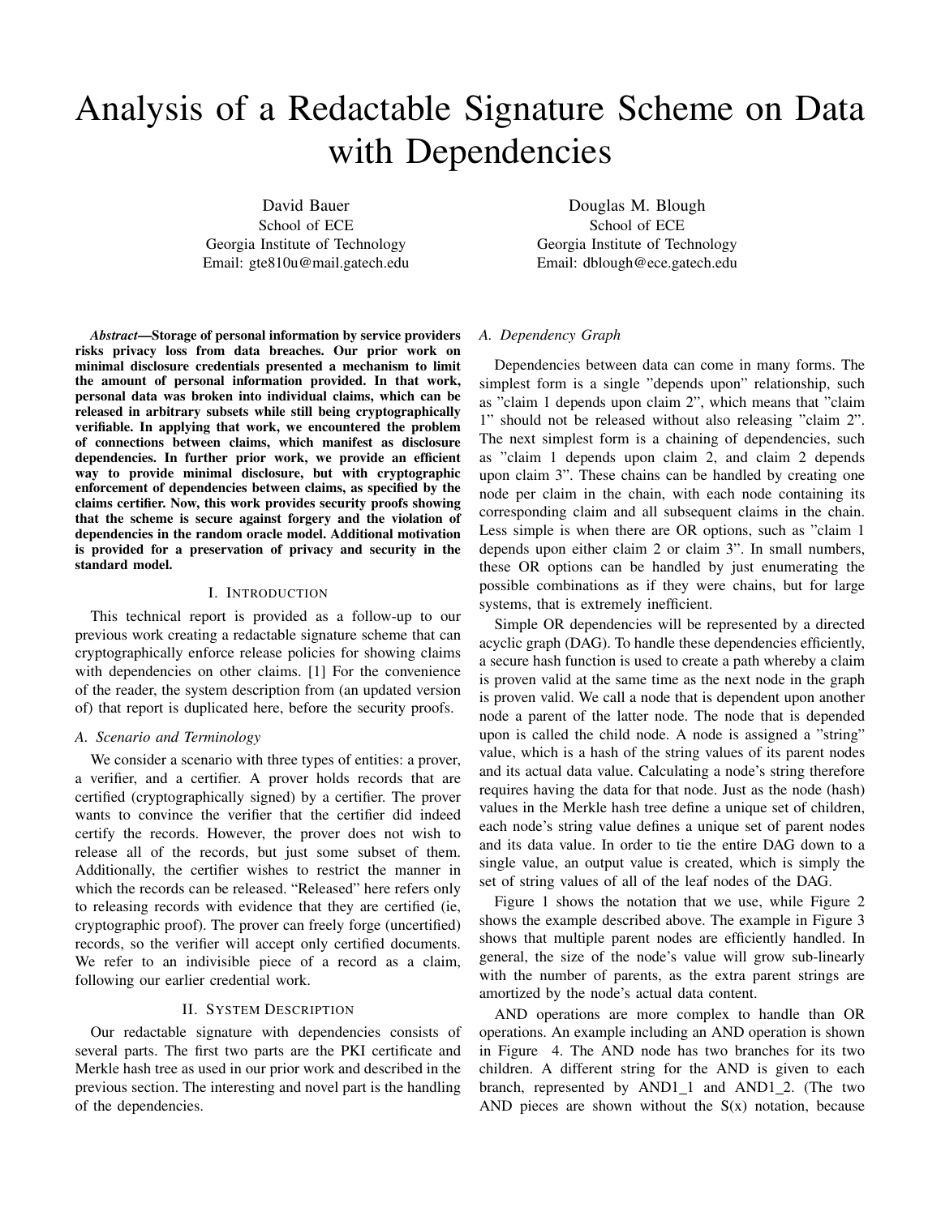# Analysis of a Redactable Signature Scheme on Data with Dependencies

David Bauer
School of ECE
Georgia Institute of Technology
Email: gte810u@mail.gatech.edu

Douglas M. Blough
School of ECE
Georgia Institute of Technology
Email: dblough@ece.gatech.edu

***Abstract*—Storage of personal information by service providers risks privacy loss from data breaches. Our prior work on minimal disclosure credentials presented a mechanism to limit the amount of personal information provided. In that work, personal data was broken into individual claims, which can be released in arbitrary subsets while still being cryptographically verifiable. In applying that work, we encountered the problem of connections between claims, which manifest as disclosure dependencies. In further prior work, we provide an efficient way to provide minimal disclosure, but with cryptographic enforcement of dependencies between claims, as specified by the claims certifier. Now, this work provides security proofs showing that the scheme is secure against forgery and the violation of dependencies in the random oracle model. Additional motivation is provided for a preservation of privacy and security in the standard model.**

## I. Introduction

This technical report is provided as a follow-up to our previous work creating a redactable signature scheme that can cryptographically enforce release policies for showing claims with dependencies on other claims. [1] For the convenience of the reader, the system description from (an updated version of) that report is duplicated here, before the security proofs.

### A. Scenario and Terminology

We consider a scenario with three types of entities: a prover, a verifier, and a certifier. A prover holds records that are certified (cryptographically signed) by a certifier. The prover wants to convince the verifier that the certifier did indeed certify the records. However, the prover does not wish to release all of the records, but just some subset of them. Additionally, the certifier wishes to restrict the manner in which the records can be released. "Released" here refers only to releasing records with evidence that they are certified (ie, cryptographic proof). The prover can freely forge (uncertified) records, so the verifier will accept only certified documents. We refer to an indivisible piece of a record as a claim, following our earlier credential work.

## II. System Description

Our redactable signature with dependencies consists of several parts. The first two parts are the PKI certificate and Merkle hash tree as used in our prior work and described in the previous section. The interesting and novel part is the handling of the dependencies.

### A. Dependency Graph

Dependencies between data can come in many forms. The simplest form is a single "depends upon" relationship, such as "claim 1 depends upon claim 2", which means that "claim 1" should not be released without also releasing "claim 2". The next simplest form is a chaining of dependencies, such as "claim 1 depends upon claim 2, and claim 2 depends upon claim 3". These chains can be handled by creating one node per claim in the chain, with each node containing its corresponding claim and all subsequent claims in the chain. Less simple is when there are OR options, such as "claim 1 depends upon either claim 2 or claim 3". In small numbers, these OR options can be handled by just enumerating the possible combinations as if they were chains, but for large systems, that is extremely inefficient.

Simple OR dependencies will be represented by a directed acyclic graph (DAG). To handle these dependencies efficiently, a secure hash function is used to create a path whereby a claim is proven valid at the same time as the next node in the graph is proven valid. We call a node that is dependent upon another node a parent of the latter node. The node that is depended upon is called the child node. A node is assigned a "string" value, which is a hash of the string values of its parent nodes and its actual data value. Calculating a node's string therefore requires having the data for that node. Just as the node (hash) values in the Merkle hash tree define a unique set of children, each node's string value defines a unique set of parent nodes and its data value. In order to tie the entire DAG down to a single value, an output value is created, which is simply the set of string values of all of the leaf nodes of the DAG.

Figure 1 shows the notation that we use, while Figure 2 shows the example described above. The example in Figure 3 shows that multiple parent nodes are efficiently handled. In general, the size of the node's value will grow sub-linearly with the number of parents, as the extra parent strings are amortized by the node's actual data content.

AND operations are more complex to handle than OR operations. An example including an AND operation is shown in Figure 4. The AND node has two branches for its two children. A different string for the AND is given to each branch, represented by AND1_1 and AND1_2. (The two AND pieces are shown without the S(x) notation, because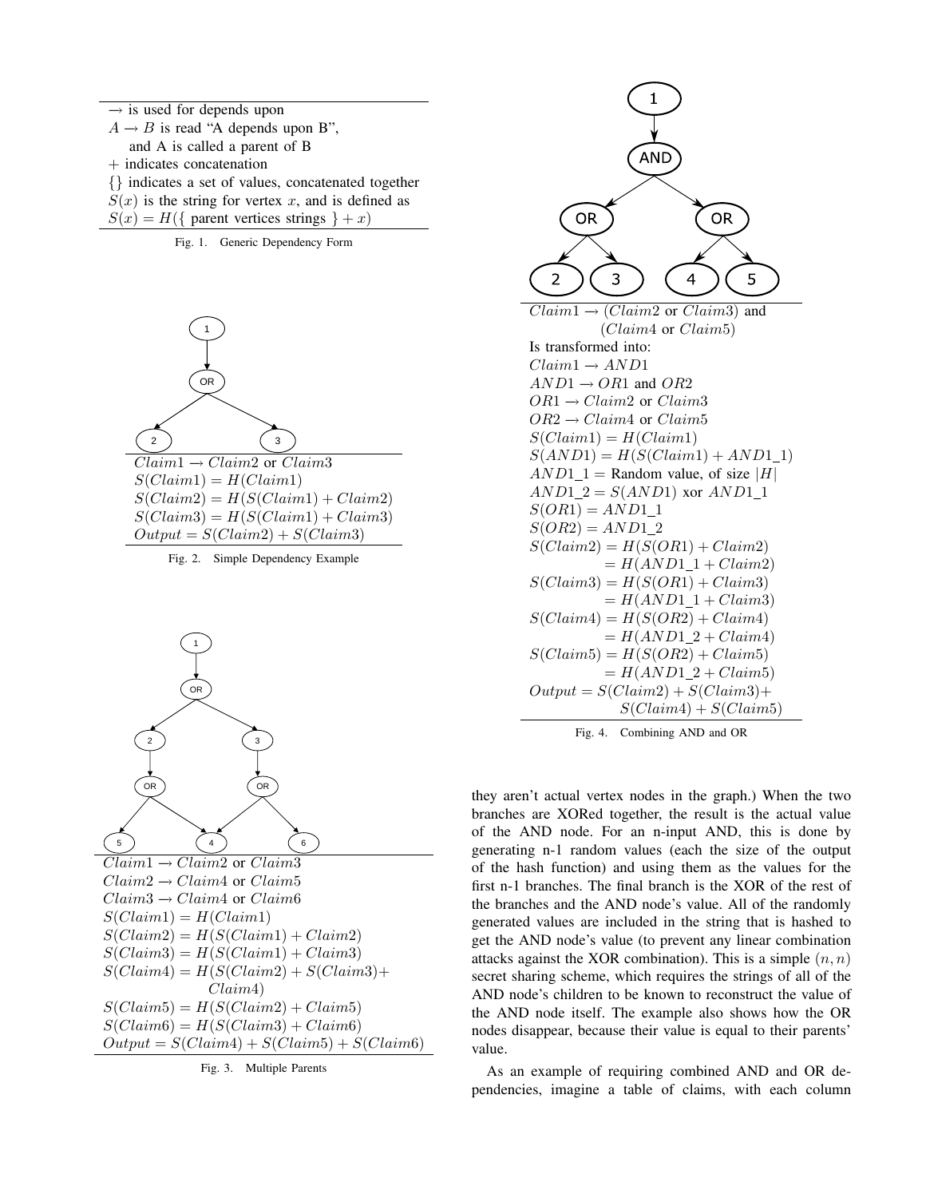$\rightarrow$ is used for depends upon
$A \rightarrow B$ is read "A depends upon B",
and A is called a parent of B
$+$ indicates concatenation
$\{\}$ indicates a set of values, concatenated together
$S(x)$ is the string for vertex $x$, and is defined as
$S(x) = H(\{\text{ parent vertices strings }\} + x)$

Fig. 1. Generic Dependency Form

1
OR
2
3

$Claim1 \rightarrow Claim2$ or $Claim3$
$S(Claim1) = H(Claim1)$
$S(Claim2) = H(S(Claim1) + Claim2)$
$S(Claim3) = H(S(Claim1) + Claim3)$
$Output = S(Claim2) + S(Claim3)$

Fig. 2. Simple Dependency Example

1
OR
2
3
OR
OR
5
4
6

$Claim1 \rightarrow Claim2$ or $Claim3$
$Claim2 \rightarrow Claim4$ or $Claim5$
$Claim3 \rightarrow Claim4$ or $Claim6$
$S(Claim1) = H(Claim1)$
$S(Claim2) = H(S(Claim1) + Claim2)$
$S(Claim3) = H(S(Claim1) + Claim3)$
$S(Claim4) = H(S(Claim2) + S(Claim3) + Claim4)$
$S(Claim5) = H(S(Claim2) + Claim5)$
$S(Claim6) = H(S(Claim3) + Claim6)$
$Output = S(Claim4) + S(Claim5) + S(Claim6)$

Fig. 3. Multiple Parents

1
AND
OR
OR
2
3
4
5

$Claim1 \rightarrow (Claim2$ or $Claim3)$ and $(Claim4$ or $Claim5)$
Is transformed into:
$Claim1 \rightarrow AND1$
$AND1 \rightarrow OR1$ and $OR2$
$OR1 \rightarrow Claim2$ or $Claim3$
$OR2 \rightarrow Claim4$ or $Claim5$
$S(Claim1) = H(Claim1)$
$S(AND1) = H(S(Claim1) + AND1\_1)$
$AND1\_1 =$ Random value, of size $|H|$
$AND1\_2 = S(AND1)$ xor $AND1\_1$
$S(OR1) = AND1\_1$
$S(OR2) = AND1\_2$
$S(Claim2) = H(S(OR1) + Claim2) = H(AND1\_1 + Claim2)$
$S(Claim3) = H(S(OR1) + Claim3) = H(AND1\_1 + Claim3)$
$S(Claim4) = H(S(OR2) + Claim4) = H(AND1\_2 + Claim4)$
$S(Claim5) = H(S(OR2) + Claim5) = H(AND1\_2 + Claim5)$
$Output = S(Claim2) + S(Claim3) + S(Claim4) + S(Claim5)$

Fig. 4. Combining AND and OR

they aren't actual vertex nodes in the graph.) When the two branches are XORed together, the result is the actual value of the AND node. For an n-input AND, this is done by generating n-1 random values (each the size of the output of the hash function) and using them as the values for the first n-1 branches. The final branch is the XOR of the rest of the branches and the AND node's value. All of the randomly generated values are included in the string that is hashed to get the AND node's value (to prevent any linear combination attacks against the XOR combination). This is a simple $(n, n)$ secret sharing scheme, which requires the strings of all of the AND node's children to be known to reconstruct the value of the AND node itself. The example also shows how the OR nodes disappear, because their value is equal to their parents' value.

As an example of requiring combined AND and OR dependencies, imagine a table of claims, with each column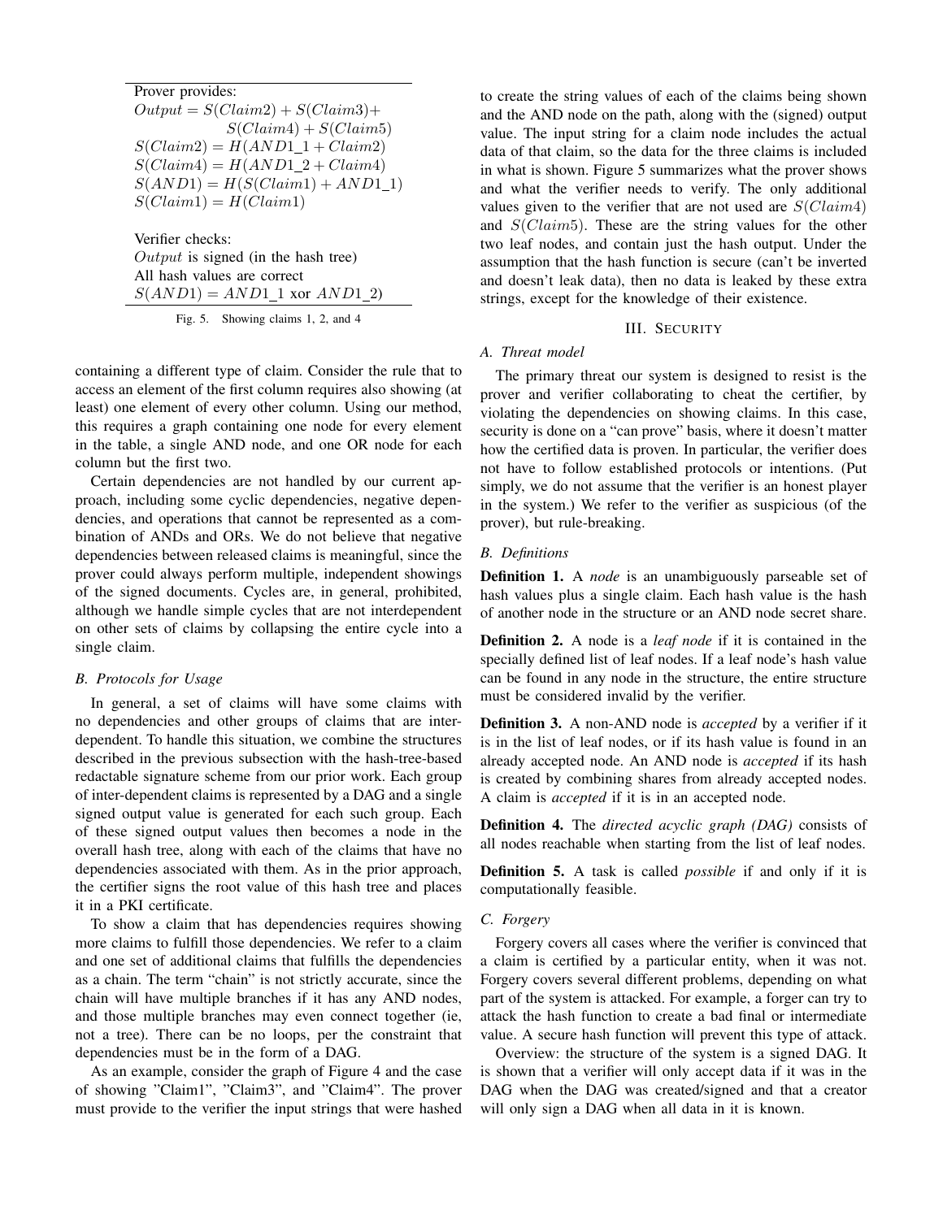Prover provides:
$Output = S(Claim2) + S(Claim3) +$
$S(Claim4) + S(Claim5)$
$S(Claim2) = H(AND1\_1 + Claim2)$
$S(Claim4) = H(AND1\_2 + Claim4)$
$S(AND1) = H(S(Claim1) + AND1\_1)$
$S(Claim1) = H(Claim1)$

Verifier checks:
$Output$ is signed (in the hash tree)
All hash values are correct
$S(AND1) = AND1\_1$ xor $AND1\_2)$

Fig. 5. Showing claims 1, 2, and 4

containing a different type of claim. Consider the rule that to access an element of the first column requires also showing (at least) one element of every other column. Using our method, this requires a graph containing one node for every element in the table, a single AND node, and one OR node for each column but the first two.

Certain dependencies are not handled by our current approach, including some cyclic dependencies, negative dependencies, and operations that cannot be represented as a combination of ANDs and ORs. We do not believe that negative dependencies between released claims is meaningful, since the prover could always perform multiple, independent showings of the signed documents. Cycles are, in general, prohibited, although we handle simple cycles that are not interdependent on other sets of claims by collapsing the entire cycle into a single claim.

### B. Protocols for Usage

In general, a set of claims will have some claims with no dependencies and other groups of claims that are interdependent. To handle this situation, we combine the structures described in the previous subsection with the hash-tree-based redactable signature scheme from our prior work. Each group of inter-dependent claims is represented by a DAG and a single signed output value is generated for each such group. Each of these signed output values then becomes a node in the overall hash tree, along with each of the claims that have no dependencies associated with them. As in the prior approach, the certifier signs the root value of this hash tree and places it in a PKI certificate.

To show a claim that has dependencies requires showing more claims to fulfill those dependencies. We refer to a claim and one set of additional claims that fulfills the dependencies as a chain. The term "chain" is not strictly accurate, since the chain will have multiple branches if it has any AND nodes, and those multiple branches may even connect together (ie, not a tree). There can be no loops, per the constraint that dependencies must be in the form of a DAG.

As an example, consider the graph of Figure 4 and the case of showing "Claim1", "Claim3", and "Claim4". The prover must provide to the verifier the input strings that were hashed to create the string values of each of the claims being shown and the AND node on the path, along with the (signed) output value. The input string for a claim node includes the actual data of that claim, so the data for the three claims is included in what is shown. Figure 5 summarizes what the prover shows and what the verifier needs to verify. The only additional values given to the verifier that are not used are $S(Claim4)$ and $S(Claim5)$. These are the string values for the other two leaf nodes, and contain just the hash output. Under the assumption that the hash function is secure (can't be inverted and doesn't leak data), then no data is leaked by these extra strings, except for the knowledge of their existence.

## III. Security

### A. Threat model

The primary threat our system is designed to resist is the prover and verifier collaborating to cheat the certifier, by violating the dependencies on showing claims. In this case, security is done on a "can prove" basis, where it doesn't matter how the certified data is proven. In particular, the verifier does not have to follow established protocols or intentions. (Put simply, we do not assume that the verifier is an honest player in the system.) We refer to the verifier as suspicious (of the prover), but rule-breaking.

### B. Definitions

**Definition 1.** A *node* is an unambiguously parseable set of hash values plus a single claim. Each hash value is the hash of another node in the structure or an AND node secret share.

**Definition 2.** A node is a *leaf node* if it is contained in the specially defined list of leaf nodes. If a leaf node's hash value can be found in any node in the structure, the entire structure must be considered invalid by the verifier.

**Definition 3.** A non-AND node is *accepted* by a verifier if it is in the list of leaf nodes, or if its hash value is found in an already accepted node. An AND node is *accepted* if its hash is created by combining shares from already accepted nodes. A claim is *accepted* if it is in an accepted node.

**Definition 4.** The *directed acyclic graph (DAG)* consists of all nodes reachable when starting from the list of leaf nodes.

**Definition 5.** A task is called *possible* if and only if it is computationally feasible.

### C. Forgery

Forgery covers all cases where the verifier is convinced that a claim is certified by a particular entity, when it was not. Forgery covers several different problems, depending on what part of the system is attacked. For example, a forger can try to attack the hash function to create a bad final or intermediate value. A secure hash function will prevent this type of attack.

Overview: the structure of the system is a signed DAG. It is shown that a verifier will only accept data if it was in the DAG when the DAG was created/signed and that a creator will only sign a DAG when all data in it is known.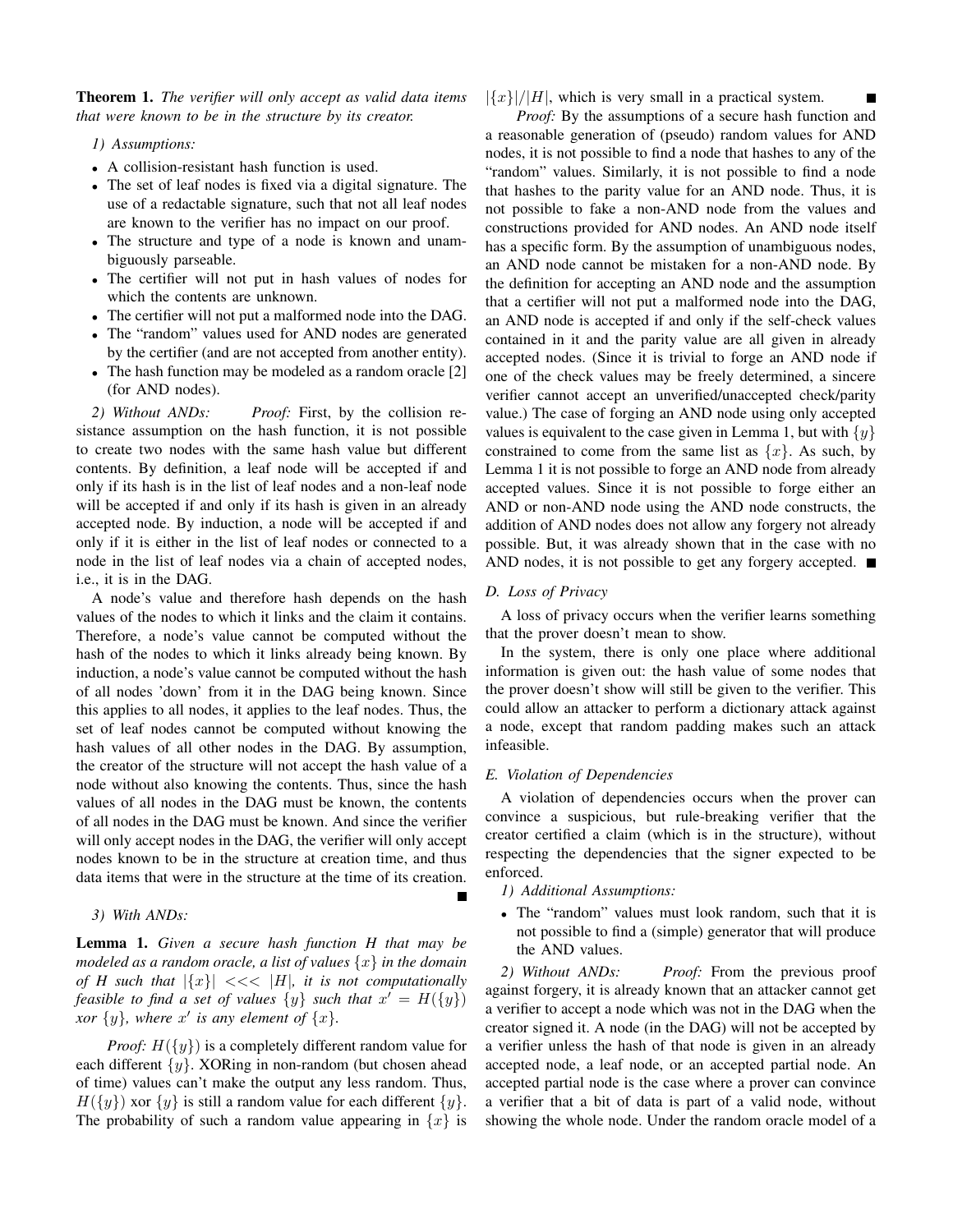**Theorem 1.** *The verifier will only accept as valid data items that were known to be in the structure by its creator.*

*1) Assumptions:*

- A collision-resistant hash function is used.
- The set of leaf nodes is fixed via a digital signature. The use of a redactable signature, such that not all leaf nodes are known to the verifier has no impact on our proof.
- The structure and type of a node is known and unambiguously parseable.
- The certifier will not put in hash values of nodes for which the contents are unknown.
- The certifier will not put a malformed node into the DAG.
- The "random" values used for AND nodes are generated by the certifier (and are not accepted from another entity).
- The hash function may be modeled as a random oracle [2] (for AND nodes).

*2) Without ANDs:* *Proof:* First, by the collision resistance assumption on the hash function, it is not possible to create two nodes with the same hash value but different contents. By definition, a leaf node will be accepted if and only if its hash is in the list of leaf nodes and a non-leaf node will be accepted if and only if its hash is given in an already accepted node. By induction, a node will be accepted if and only if it is either in the list of leaf nodes or connected to a node in the list of leaf nodes via a chain of accepted nodes, i.e., it is in the DAG.

A node's value and therefore hash depends on the hash values of the nodes to which it links and the claim it contains. Therefore, a node's value cannot be computed without the hash of the nodes to which it links already being known. By induction, a node's value cannot be computed without the hash of all nodes 'down' from it in the DAG being known. Since this applies to all nodes, it applies to the leaf nodes. Thus, the set of leaf nodes cannot be computed without knowing the hash values of all other nodes in the DAG. By assumption, the creator of the structure will not accept the hash value of a node without also knowing the contents. Thus, since the hash values of all nodes in the DAG must be known, the contents of all nodes in the DAG must be known. And since the verifier will only accept nodes in the DAG, the verifier will only accept nodes known to be in the structure at creation time, and thus data items that were in the structure at the time of its creation. ■

*3) With ANDs:*

**Lemma 1.** *Given a secure hash function $H$ that may be modeled as a random oracle, a list of values $\{x\}$ in the domain of $H$ such that $|\{x\}| <<< |H|$, it is not computationally feasible to find a set of values $\{y\}$ such that $x' = H(\{y\})$ xor $\{y\}$, where $x'$ is any element of $\{x\}$.*

*Proof:* $H(\{y\})$ is a completely different random value for each different $\{y\}$. XORing in non-random (but chosen ahead of time) values can't make the output any less random. Thus, $H(\{y\})$ xor $\{y\}$ is still a random value for each different $\{y\}$. The probability of such a random value appearing in $\{x\}$ is $|\{x\}|/|H|$, which is very small in a practical system. ■

*Proof:* By the assumptions of a secure hash function and a reasonable generation of (pseudo) random values for AND nodes, it is not possible to find a node that hashes to any of the "random" values. Similarly, it is not possible to find a node that hashes to the parity value for an AND node. Thus, it is not possible to fake a non-AND node from the values and constructions provided for AND nodes. An AND node itself has a specific form. By the assumption of unambiguous nodes, an AND node cannot be mistaken for a non-AND node. By the definition for accepting an AND node and the assumption that a certifier will not put a malformed node into the DAG, an AND node is accepted if and only if the self-check values contained in it and the parity value are all given in already accepted nodes. (Since it is trivial to forge an AND node if one of the check values may be freely determined, a sincere verifier cannot accept an unverified/unaccepted check/parity value.) The case of forging an AND node using only accepted values is equivalent to the case given in Lemma 1, but with $\{y\}$ constrained to come from the same list as $\{x\}$. As such, by Lemma 1 it is not possible to forge an AND node from already accepted values. Since it is not possible to forge either an AND or non-AND node using the AND node constructs, the addition of AND nodes does not allow any forgery not already possible. But, it was already shown that in the case with no AND nodes, it is not possible to get any forgery accepted. ■

### D. Loss of Privacy

A loss of privacy occurs when the verifier learns something that the prover doesn't mean to show.

In the system, there is only one place where additional information is given out: the hash value of some nodes that the prover doesn't show will still be given to the verifier. This could allow an attacker to perform a dictionary attack against a node, except that random padding makes such an attack infeasible.

### E. Violation of Dependencies

A violation of dependencies occurs when the prover can convince a suspicious, but rule-breaking verifier that the creator certified a claim (which is in the structure), without respecting the dependencies that the signer expected to be enforced.

*1) Additional Assumptions:*

- The "random" values must look random, such that it is not possible to find a (simple) generator that will produce the AND values.

*2) Without ANDs:* *Proof:* From the previous proof against forgery, it is already known that an attacker cannot get a verifier to accept a node which was not in the DAG when the creator signed it. A node (in the DAG) will not be accepted by a verifier unless the hash of that node is given in an already accepted node, a leaf node, or an accepted partial node. An accepted partial node is the case where a prover can convince a verifier that a bit of data is part of a valid node, without showing the whole node. Under the random oracle model of a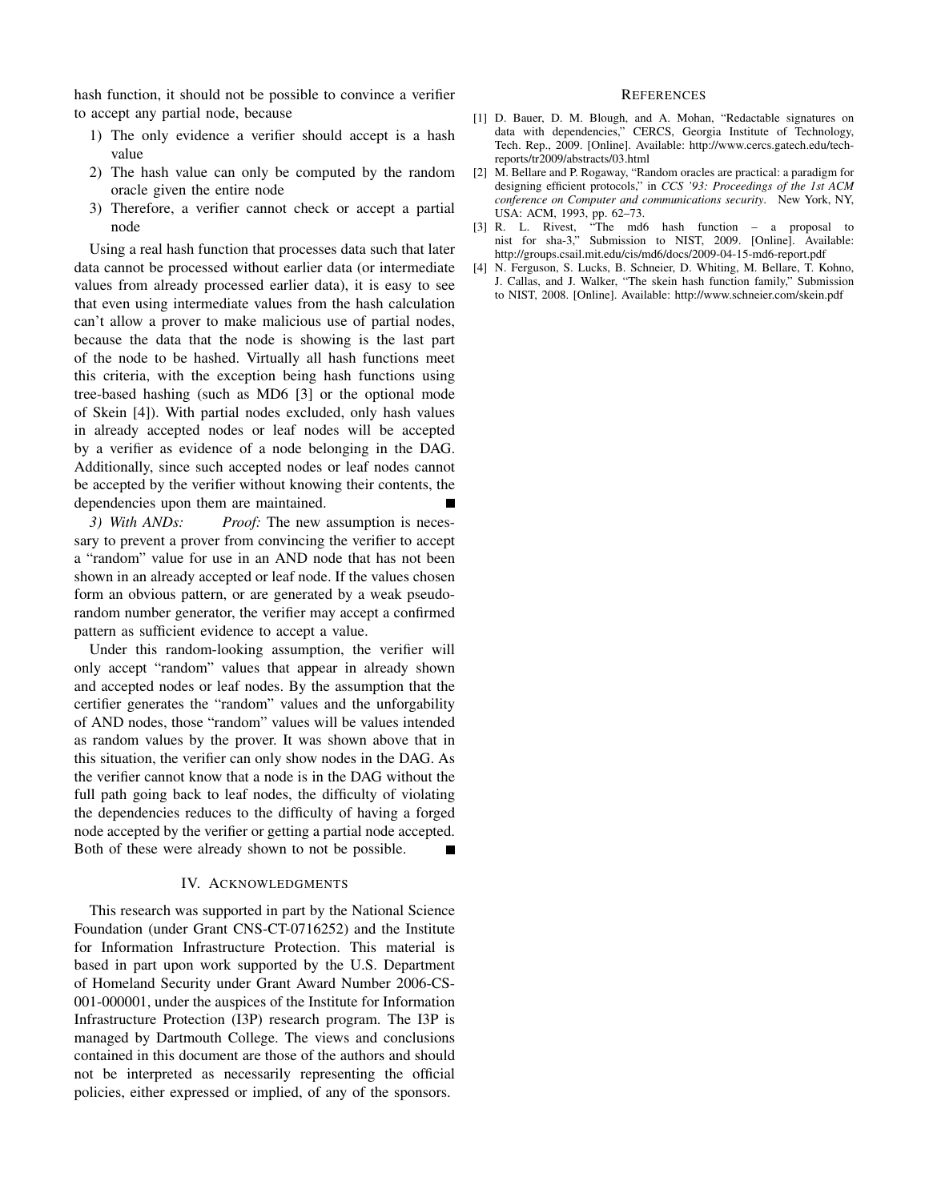hash function, it should not be possible to convince a verifier to accept any partial node, because

1) The only evidence a verifier should accept is a hash value
2) The hash value can only be computed by the random oracle given the entire node
3) Therefore, a verifier cannot check or accept a partial node

Using a real hash function that processes data such that later data cannot be processed without earlier data (or intermediate values from already processed earlier data), it is easy to see that even using intermediate values from the hash calculation can't allow a prover to make malicious use of partial nodes, because the data that the node is showing is the last part of the node to be hashed. Virtually all hash functions meet this criteria, with the exception being hash functions using tree-based hashing (such as MD6 [3] or the optional mode of Skein [4]). With partial nodes excluded, only hash values in already accepted nodes or leaf nodes will be accepted by a verifier as evidence of a node belonging in the DAG. Additionally, since such accepted nodes or leaf nodes cannot be accepted by the verifier without knowing their contents, the dependencies upon them are maintained. ∎

*3) With ANDs:* *Proof:* The new assumption is necessary to prevent a prover from convincing the verifier to accept a "random" value for use in an AND node that has not been shown in an already accepted or leaf node. If the values chosen form an obvious pattern, or are generated by a weak pseudo-random number generator, the verifier may accept a confirmed pattern as sufficient evidence to accept a value.

Under this random-looking assumption, the verifier will only accept "random" values that appear in already shown and accepted nodes or leaf nodes. By the assumption that the certifier generates the "random" values and the unforgability of AND nodes, those "random" values will be values intended as random values by the prover. It was shown above that in this situation, the verifier can only show nodes in the DAG. As the verifier cannot know that a node is in the DAG without the full path going back to leaf nodes, the difficulty of violating the dependencies reduces to the difficulty of having a forged node accepted by the verifier or getting a partial node accepted. Both of these were already shown to not be possible. ∎

## IV. Acknowledgments

This research was supported in part by the National Science Foundation (under Grant CNS-CT-0716252) and the Institute for Information Infrastructure Protection. This material is based in part upon work supported by the U.S. Department of Homeland Security under Grant Award Number 2006-CS-001-000001, under the auspices of the Institute for Information Infrastructure Protection (I3P) research program. The I3P is managed by Dartmouth College. The views and conclusions contained in this document are those of the authors and should not be interpreted as necessarily representing the official policies, either expressed or implied, of any of the sponsors.

## References

[1] D. Bauer, D. M. Blough, and A. Mohan, "Redactable signatures on data with dependencies," CERCS, Georgia Institute of Technology, Tech. Rep., 2009. [Online]. Available: http://www.cercs.gatech.edu/tech-reports/tr2009/abstracts/03.html

[2] M. Bellare and P. Rogaway, "Random oracles are practical: a paradigm for designing efficient protocols," in *CCS '93: Proceedings of the 1st ACM conference on Computer and communications security*. New York, NY, USA: ACM, 1993, pp. 62–73.

[3] R. L. Rivest, "The md6 hash function – a proposal to nist for sha-3," Submission to NIST, 2009. [Online]. Available: http://groups.csail.mit.edu/cis/md6/docs/2009-04-15-md6-report.pdf

[4] N. Ferguson, S. Lucks, B. Schneier, D. Whiting, M. Bellare, T. Kohno, J. Callas, and J. Walker, "The skein hash function family," Submission to NIST, 2008. [Online]. Available: http://www.schneier.com/skein.pdf